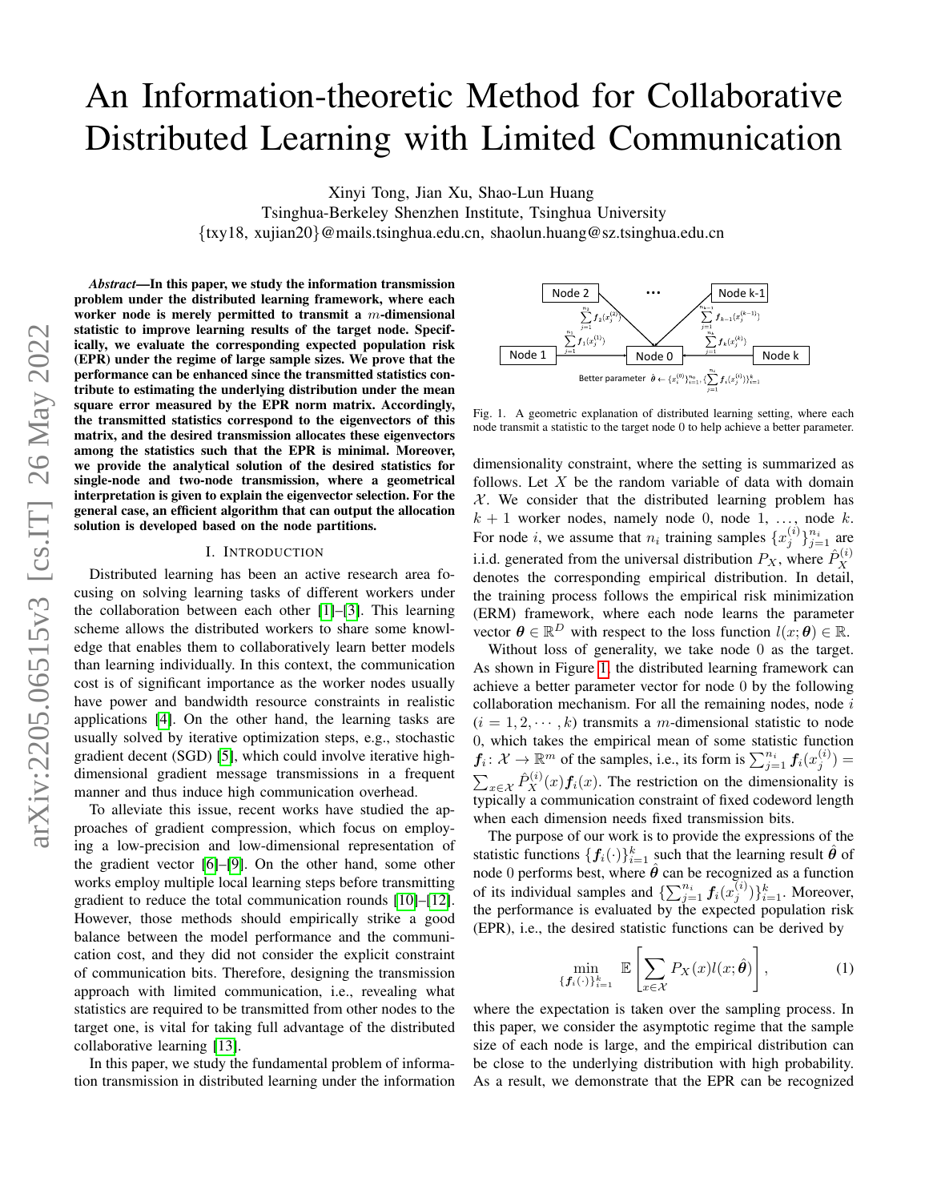# An Information-theoretic Method for Collaborative Distributed Learning with Limited Communication

Xinyi Tong, Jian Xu, Shao-Lun Huang
Tsinghua-Berkeley Shenzhen Institute, Tsinghua University
{txy18, xujian20}@mails.tsinghua.edu.cn, shaolun.huang@sz.tsinghua.edu.cn

***Abstract*—In this paper, we study the information transmission problem under the distributed learning framework, where each worker node is merely permitted to transmit a $m$-dimensional statistic to improve learning results of the target node. Specifically, we evaluate the corresponding expected population risk (EPR) under the regime of large sample sizes. We prove that the performance can be enhanced since the transmitted statistics contribute to estimating the underlying distribution under the mean square error measured by the EPR norm matrix. Accordingly, the transmitted statistics correspond to the eigenvectors of this matrix, and the desired transmission allocates these eigenvectors among the statistics such that the EPR is minimal. Moreover, we provide the analytical solution of the desired statistics for single-node and two-node transmission, where a geometrical interpretation is given to explain the eigenvector selection. For the general case, an efficient algorithm that can output the allocation solution is developed based on the node partitions.**

## I. Introduction

Distributed learning has been an active research area focusing on solving learning tasks of different workers under the collaboration between each other [1]–[3]. This learning scheme allows the distributed workers to share some knowledge that enables them to collaboratively learn better models than learning individually. In this context, the communication cost is of significant importance as the worker nodes usually have power and bandwidth resource constraints in realistic applications [4]. On the other hand, the learning tasks are usually solved by iterative optimization steps, e.g., stochastic gradient decent (SGD) [5], which could involve iterative high-dimensional gradient message transmissions in a frequent manner and thus induce high communication overhead.

To alleviate this issue, recent works have studied the approaches of gradient compression, which focus on employing a low-precision and low-dimensional representation of the gradient vector [6]–[9]. On the other hand, some other works employ multiple local learning steps before transmitting gradient to reduce the total communication rounds [10]–[12]. However, those methods should empirically strike a good balance between the model performance and the communication cost, and they did not consider the explicit constraint of communication bits. Therefore, designing the transmission approach with limited communication, i.e., revealing what statistics are required to be transmitted from other nodes to the target one, is vital for taking full advantage of the distributed collaborative learning [13].

In this paper, we study the fundamental problem of information transmission in distributed learning under the information dimensionality constraint, where the setting is summarized as follows. Let $X$ be the random variable of data with domain $\mathcal{X}$. We consider that the distributed learning problem has $k+1$ worker nodes, namely node 0, node 1, ..., node $k$. For node $i$, we assume that $n_i$ training samples $\{x_j^{(i)}\}_{j=1}^{n_i}$ are i.i.d. generated from the universal distribution $P_X$, where $\hat{P}_X^{(i)}$ denotes the corresponding empirical distribution. In detail, the training process follows the empirical risk minimization (ERM) framework, where each node learns the parameter vector $\boldsymbol{\theta} \in \mathbb{R}^D$ with respect to the loss function $l(x; \boldsymbol{\theta}) \in \mathbb{R}$.

Without loss of generality, we take node 0 as the target. As shown in Figure 1, the distributed learning framework can achieve a better parameter vector for node 0 by the following collaboration mechanism. For all the remaining nodes, node $i$ ($i = 1, 2, \cdots, k$) transmits a $m$-dimensional statistic to node 0, which takes the empirical mean of some statistic function $\boldsymbol{f}_i \colon \mathcal{X} \to \mathbb{R}^m$ of the samples, i.e., its form is $\sum_{j=1}^{n_i} \boldsymbol{f}_i(x_j^{(i)}) = \sum_{x \in \mathcal{X}} \hat{P}_X^{(i)}(x) \boldsymbol{f}_i(x)$. The restriction on the dimensionality is typically a communication constraint of fixed codeword length when each dimension needs fixed transmission bits.

Fig. 1. A geometric explanation of distributed learning setting, where each node transmit a statistic to the target node 0 to help achieve a better parameter.

The purpose of our work is to provide the expressions of the statistic functions $\{\boldsymbol{f}_i(\cdot)\}_{i=1}^k$ such that the learning result $\hat{\boldsymbol{\theta}}$ of node 0 performs best, where $\hat{\boldsymbol{\theta}}$ can be recognized as a function of its individual samples and $\{\sum_{j=1}^{n_i} \boldsymbol{f}_i(x_j^{(i)})\}_{i=1}^k$. Moreover, the performance is evaluated by the expected population risk (EPR), i.e., the desired statistic functions can be derived by

$$\min_{\{\boldsymbol{f}_i(\cdot)\}_{i=1}^k} \; \mathbb{E}\left[\sum_{x \in \mathcal{X}} P_X(x) l(x; \hat{\boldsymbol{\theta}})\right], \tag{1}$$

where the expectation is taken over the sampling process. In this paper, we consider the asymptotic regime that the sample size of each node is large, and the empirical distribution can be close to the underlying distribution with high probability. As a result, we demonstrate that the EPR can be recognized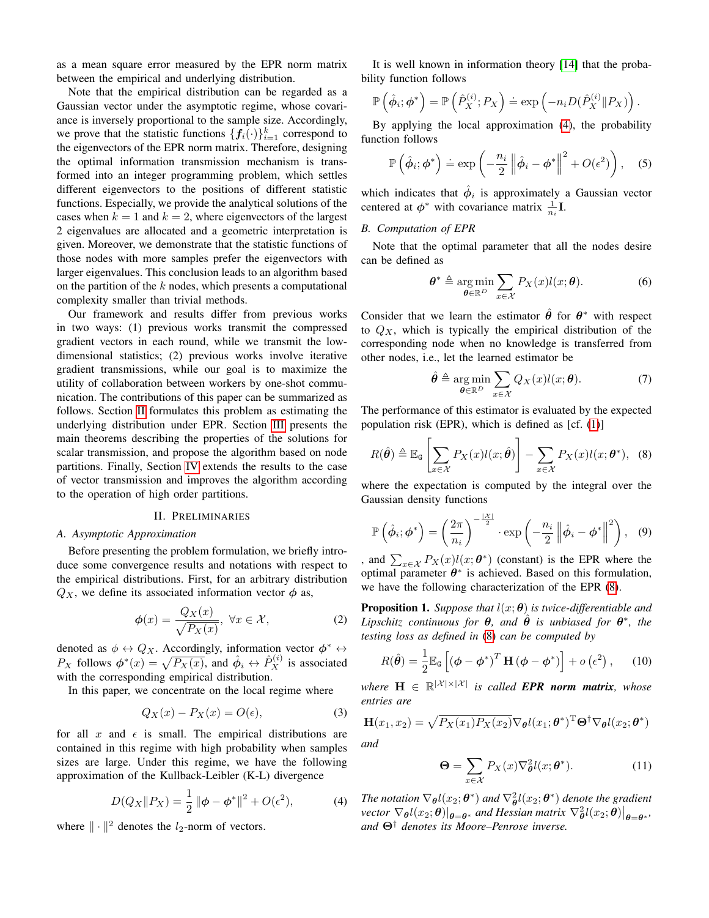as a mean square error measured by the EPR norm matrix between the empirical and underlying distribution.

Note that the empirical distribution can be regarded as a Gaussian vector under the asymptotic regime, whose covariance is inversely proportional to the sample size. Accordingly, we prove that the statistic functions $\{\boldsymbol{f}_i(\cdot)\}_{i=1}^k$ correspond to the eigenvectors of the EPR norm matrix. Therefore, designing the optimal information transmission mechanism is transformed into an integer programming problem, which settles different eigenvectors to the positions of different statistic functions. Especially, we provide the analytical solutions of the cases when $k=1$ and $k=2$, where eigenvectors of the largest 2 eigenvalues are allocated and a geometric interpretation is given. Moreover, we demonstrate that the statistic functions of those nodes with more samples prefer the eigenvectors with larger eigenvalues. This conclusion leads to an algorithm based on the partition of the $k$ nodes, which presents a computational complexity smaller than trivial methods.

Our framework and results differ from previous works in two ways: (1) previous works transmit the compressed gradient vectors in each round, while we transmit the low-dimensional statistics; (2) previous works involve iterative gradient transmissions, while our goal is to maximize the utility of collaboration between workers by one-shot communication. The contributions of this paper can be summarized as follows. Section II formulates this problem as estimating the underlying distribution under EPR. Section III presents the main theorems describing the properties of the solutions for scalar transmission, and propose the algorithm based on node partitions. Finally, Section IV extends the results to the case of vector transmission and improves the algorithm according to the operation of high order partitions.

## II. Preliminaries

### A. Asymptotic Approximation

Before presenting the problem formulation, we briefly introduce some convergence results and notations with respect to the empirical distributions. First, for an arbitrary distribution $Q_X$, we define its associated information vector $\boldsymbol{\phi}$ as,

$$\boldsymbol{\phi}(x) = \frac{Q_X(x)}{\sqrt{P_X(x)}}, \ \forall x \in \mathcal{X}, \tag{2}$$

denoted as $\phi \leftrightarrow Q_X$. Accordingly, information vector $\boldsymbol{\phi}^* \leftrightarrow P_X$ follows $\boldsymbol{\phi}^*(x) = \sqrt{P_X(x)}$, and $\hat{\boldsymbol{\phi}}_i \leftrightarrow \hat{P}_X^{(i)}$ is associated with the corresponding empirical distribution.

In this paper, we concentrate on the local regime where

$$Q_X(x) - P_X(x) = O(\epsilon), \tag{3}$$

for all $x$ and $\epsilon$ is small. The empirical distributions are contained in this regime with high probability when samples sizes are large. Under this regime, we have the following approximation of the Kullback-Leibler (K-L) divergence

$$D(Q_X \| P_X) = \frac{1}{2}\|\boldsymbol{\phi} - \boldsymbol{\phi}^*\|^2 + O(\epsilon^2), \tag{4}$$

where $\|\cdot\|^2$ denotes the $l_2$-norm of vectors.

It is well known in information theory [14] that the probability function follows

$$\mathbb{P}\left(\hat{\boldsymbol{\phi}}_i; \boldsymbol{\phi}^*\right) = \mathbb{P}\left(\hat{P}_X^{(i)}; P_X\right) \doteq \exp\left(-n_i D(\hat{P}_X^{(i)} \| P_X)\right).$$

By applying the local approximation (4), the probability function follows

$$\mathbb{P}\left(\hat{\boldsymbol{\phi}}_i; \boldsymbol{\phi}^*\right) \doteq \exp\left(-\frac{n_i}{2}\left\|\hat{\boldsymbol{\phi}}_i - \boldsymbol{\phi}^*\right\|^2 + O(\epsilon^2)\right), \tag{5}$$

which indicates that $\hat{\boldsymbol{\phi}}_i$ is approximately a Gaussian vector centered at $\boldsymbol{\phi}^*$ with covariance matrix $\frac{1}{n_i}\mathbf{I}$.

### B. Computation of EPR

Note that the optimal parameter that all the nodes desire can be defined as

$$\boldsymbol{\theta}^* \triangleq \underset{\boldsymbol{\theta} \in \mathbb{R}^D}{\arg\min} \sum_{x \in \mathcal{X}} P_X(x) l(x; \boldsymbol{\theta}). \tag{6}$$

Consider that we learn the estimator $\hat{\boldsymbol{\theta}}$ for $\boldsymbol{\theta}^*$ with respect to $Q_X$, which is typically the empirical distribution of the corresponding node when no knowledge is transferred from other nodes, i.e., let the learned estimator be

$$\hat{\boldsymbol{\theta}} \triangleq \underset{\boldsymbol{\theta} \in \mathbb{R}^D}{\arg\min} \sum_{x \in \mathcal{X}} Q_X(x) l(x; \boldsymbol{\theta}). \tag{7}$$

The performance of this estimator is evaluated by the expected population risk (EPR), which is defined as [cf. (1)]

$$R(\hat{\boldsymbol{\theta}}) \triangleq \mathbb{E}_{\mathtt{G}}\left[\sum_{x \in \mathcal{X}} P_X(x) l(x; \hat{\boldsymbol{\theta}})\right] - \sum_{x \in \mathcal{X}} P_X(x) l(x; \boldsymbol{\theta}^*), \tag{8}$$

where the expectation is computed by the integral over the Gaussian density functions

$$\mathbb{P}\left(\hat{\boldsymbol{\phi}}_i; \boldsymbol{\phi}^*\right) = \left(\frac{2\pi}{n_i}\right)^{-\frac{|\mathcal{X}|}{2}} \cdot \exp\left(-\frac{n_i}{2}\left\|\hat{\boldsymbol{\phi}}_i - \boldsymbol{\phi}^*\right\|^2\right), \tag{9}$$

, and $\sum_{x \in \mathcal{X}} P_X(x) l(x; \boldsymbol{\theta}^*)$ (constant) is the EPR where the optimal parameter $\boldsymbol{\theta}^*$ is achieved. Based on this formulation, we have the following characterization of the EPR (8).

**Proposition 1.** *Suppose that $l(x;\boldsymbol{\theta})$ is twice-differentiable and Lipschitz continuous for $\boldsymbol{\theta}$, and $\hat{\boldsymbol{\theta}}$ is unbiased for $\boldsymbol{\theta}^*$, the testing loss as defined in (8) can be computed by*

$$R(\hat{\boldsymbol{\theta}}) = \frac{1}{2}\mathbb{E}_{\mathtt{G}}\left[(\boldsymbol{\phi} - \boldsymbol{\phi}^*)^T \mathbf{H} (\boldsymbol{\phi} - \boldsymbol{\phi}^*)\right] + o\left(\epsilon^2\right), \tag{10}$$

*where $\mathbf{H} \in \mathbb{R}^{|\mathcal{X}| \times |\mathcal{X}|}$ is called **EPR norm matrix**, whose entries are*

$$\mathbf{H}(x_1, x_2) = \sqrt{P_X(x_1) P_X(x_2)} \nabla_{\boldsymbol{\theta}} l(x_1; \boldsymbol{\theta}^*)^{\mathrm{T}} \boldsymbol{\Theta}^{\dagger} \nabla_{\boldsymbol{\theta}} l(x_2; \boldsymbol{\theta}^*)$$

*and*

$$\boldsymbol{\Theta} = \sum_{x \in \mathcal{X}} P_X(x) \nabla_{\boldsymbol{\theta}}^2 l(x; \boldsymbol{\theta}^*). \tag{11}$$

*The notation $\nabla_{\boldsymbol{\theta}} l(x_2; \boldsymbol{\theta}^*)$ and $\nabla_{\boldsymbol{\theta}}^2 l(x_2; \boldsymbol{\theta}^*)$ denote the gradient vector $\nabla_{\boldsymbol{\theta}} l(x_2; \boldsymbol{\theta})|_{\boldsymbol{\theta} = \boldsymbol{\theta}^*}$ and Hessian matrix $\nabla_{\boldsymbol{\theta}}^2 l(x_2; \boldsymbol{\theta})|_{\boldsymbol{\theta} = \boldsymbol{\theta}^*}$, and $\boldsymbol{\Theta}^{\dagger}$ denotes its Moore–Penrose inverse.*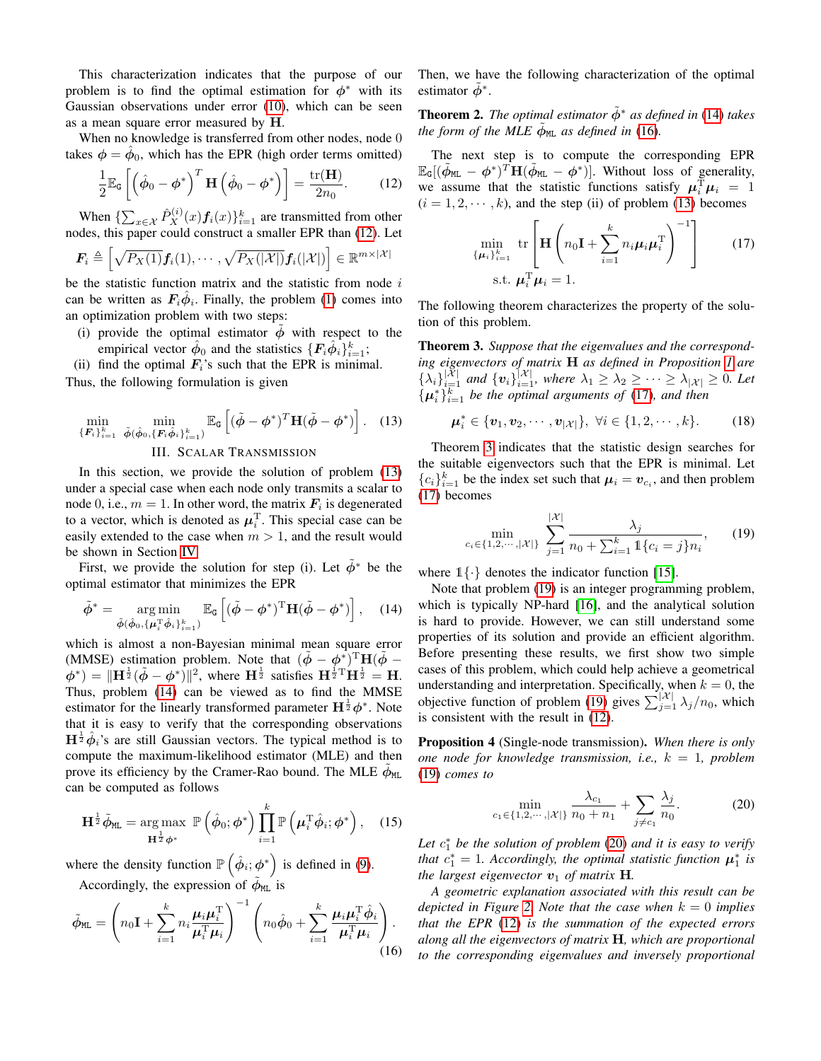This characterization indicates that the purpose of our problem is to find the optimal estimation for $\phi^*$ with its Gaussian observations under error (10), which can be seen as a mean square error measured by $\mathbf{H}$.

When no knowledge is transferred from other nodes, node 0 takes $\phi = \hat{\phi}_0$, which has the EPR (high order terms omitted)

$$\frac{1}{2}\mathbb{E}_{\mathtt{G}}\left[\left(\hat{\phi}_0 - \phi^*\right)^T \mathbf{H}\left(\hat{\phi}_0 - \phi^*\right)\right] = \frac{\mathrm{tr}(\mathbf{H})}{2n_0}. \tag{12}$$

When $\{\sum_{x\in\mathcal{X}} \hat{P}_X^{(i)}(x)\boldsymbol{f}_i(x)\}_{i=1}^k$ are transmitted from other nodes, this paper could construct a smaller EPR than (12). Let

$$\boldsymbol{F}_i \triangleq \left[\sqrt{P_X(1)}\boldsymbol{f}_i(1), \cdots, \sqrt{P_X(|\mathcal{X}|)}\boldsymbol{f}_i(|\mathcal{X}|)\right] \in \mathbb{R}^{m\times|\mathcal{X}|}$$

be the statistic function matrix and the statistic from node $i$ can be written as $\boldsymbol{F}_i\hat{\phi}_i$. Finally, the problem (1) comes into an optimization problem with two steps:

- (i) provide the optimal estimator $\tilde{\phi}$ with respect to the empirical vector $\hat{\phi}_0$ and the statistics $\{\boldsymbol{F}_i\hat{\phi}_i\}_{i=1}^k$;
- (ii) find the optimal $\boldsymbol{F}_i$'s such that the EPR is minimal.

Thus, the following formulation is given

$$\min_{\{\boldsymbol{F}_i\}_{i=1}^k} \min_{\tilde{\phi}(\hat{\phi}_0, \{\boldsymbol{F}_i\hat{\phi}_i\}_{i=1}^k)} \mathbb{E}_{\mathtt{G}}\left[(\tilde{\phi} - \phi^*)^T\mathbf{H}(\tilde{\phi} - \phi^*)\right]. \tag{13}$$

## III. Scalar Transmission

In this section, we provide the solution of problem (13) under a special case when each node only transmits a scalar to node 0, i.e., $m = 1$. In other word, the matrix $\boldsymbol{F}_i$ is degenerated to a vector, which is denoted as $\boldsymbol{\mu}_i^{\mathrm{T}}$. This special case can be easily extended to the case when $m > 1$, and the result would be shown in Section IV.

First, we provide the solution for step (i). Let $\tilde{\phi}^*$ be the optimal estimator that minimizes the EPR

$$\tilde{\phi}^* = \mathop{\arg\min}_{\tilde{\phi}(\hat{\phi}_0, \{\boldsymbol{\mu}_i^{\mathrm{T}}\hat{\phi}_i\}_{i=1}^k)} \mathbb{E}_{\mathtt{G}}\left[(\tilde{\phi} - \phi^*)^{\mathrm{T}}\mathbf{H}(\tilde{\phi} - \phi^*)\right], \tag{14}$$

which is almost a non-Bayesian minimal mean square error (MMSE) estimation problem. Note that $(\tilde{\phi} - \phi^*)^{\mathrm{T}}\mathbf{H}(\tilde{\phi} - \phi^*) = \|\mathbf{H}^{\frac{1}{2}}(\tilde{\phi} - \phi^*)\|^2$, where $\mathbf{H}^{\frac{1}{2}}$ satisfies $\mathbf{H}^{\frac{1}{2}\mathrm{T}}\mathbf{H}^{\frac{1}{2}} = \mathbf{H}$. Thus, problem (14) can be viewed as to find the MMSE estimator for the linearly transformed parameter $\mathbf{H}^{\frac{1}{2}}\phi^*$. Note that it is easy to verify that the corresponding observations $\mathbf{H}^{\frac{1}{2}}\hat{\phi}_i$'s are still Gaussian vectors. The typical method is to compute the maximum-likelihood estimator (MLE) and then prove its efficiency by the Cramer-Rao bound. The MLE $\tilde{\phi}_{\mathtt{ML}}$ can be computed as follows

$$\mathbf{H}^{\frac{1}{2}}\tilde{\phi}_{\mathtt{ML}} = \mathop{\arg\max}_{\mathbf{H}^{\frac{1}{2}}\phi^*} \mathbb{P}\left(\hat{\phi}_0; \phi^*\right)\prod_{i=1}^k \mathbb{P}\left(\boldsymbol{\mu}_i^{\mathrm{T}}\hat{\phi}_i; \phi^*\right), \tag{15}$$

where the density function $\mathbb{P}\left(\hat{\phi}_i; \phi^*\right)$ is defined in (9).

Accordingly, the expression of $\tilde{\phi}_{\mathtt{ML}}$ is

$$\tilde{\phi}_{\mathtt{ML}} = \left(n_0\mathbf{I} + \sum_{i=1}^k n_i\frac{\boldsymbol{\mu}_i\boldsymbol{\mu}_i^{\mathrm{T}}}{\boldsymbol{\mu}_i^{\mathrm{T}}\boldsymbol{\mu}_i}\right)^{-1}\left(n_0\hat{\phi}_0 + \sum_{i=1}^k \frac{\boldsymbol{\mu}_i\boldsymbol{\mu}_i^{\mathrm{T}}\hat{\phi}_i}{\boldsymbol{\mu}_i^{\mathrm{T}}\boldsymbol{\mu}_i}\right). \tag{16}$$

Then, we have the following characterization of the optimal estimator $\tilde{\phi}^*$.

**Theorem 2.** *The optimal estimator $\tilde{\phi}^*$ as defined in (14) takes the form of the MLE $\tilde{\phi}_{\mathtt{ML}}$ as defined in (16).*

The next step is to compute the corresponding EPR $\mathbb{E}_{\mathtt{G}}[(\tilde{\phi}_{\mathtt{ML}} - \phi^*)^T\mathbf{H}(\tilde{\phi}_{\mathtt{ML}} - \phi^*)]$. Without loss of generality, we assume that the statistic functions satisfy $\boldsymbol{\mu}_i^{\mathrm{T}}\boldsymbol{\mu}_i = 1$ $(i = 1, 2, \cdots, k)$, and the step (ii) of problem (13) becomes

$$\begin{aligned}\min_{\{\boldsymbol{\mu}_i\}_{i=1}^k} \ & \mathrm{tr}\left[\mathbf{H}\left(n_0\mathbf{I} + \sum_{i=1}^k n_i\boldsymbol{\mu}_i\boldsymbol{\mu}_i^{\mathrm{T}}\right)^{-1}\right] \\ \text{s.t.} \ & \boldsymbol{\mu}_i^{\mathrm{T}}\boldsymbol{\mu}_i = 1.\end{aligned} \tag{17}$$

The following theorem characterizes the property of the solution of this problem.

**Theorem 3.** *Suppose that the eigenvalues and the corresponding eigenvectors of matrix $\mathbf{H}$ as defined in Proposition 1 are $\{\lambda_i\}_{i=1}^{|\mathcal{X}|}$ and $\{\boldsymbol{v}_i\}_{i=1}^{|\mathcal{X}|}$, where $\lambda_1 \geq \lambda_2 \geq \cdots \geq \lambda_{|\mathcal{X}|} \geq 0$. Let $\{\boldsymbol{\mu}_i^*\}_{i=1}^k$ be the optimal arguments of (17), and then*

$$\boldsymbol{\mu}_i^* \in \{\boldsymbol{v}_1, \boldsymbol{v}_2, \cdots, \boldsymbol{v}_{|\mathcal{X}|}\}, \ \forall i \in \{1, 2, \cdots, k\}. \tag{18}$$

Theorem 3 indicates that the statistic design searches for the suitable eigenvectors such that the EPR is minimal. Let $\{c_i\}_{i=1}^k$ be the index set such that $\boldsymbol{\mu}_i = \boldsymbol{v}_{c_i}$, and then problem (17) becomes

$$\min_{c_i \in \{1,2,\cdots,|\mathcal{X}|\}} \sum_{j=1}^{|\mathcal{X}|} \frac{\lambda_j}{n_0 + \sum_{i=1}^k \mathbb{1}\{c_i = j\}n_i}, \tag{19}$$

where $\mathbb{1}\{\cdot\}$ denotes the indicator function [15].

Note that problem (19) is an integer programming problem, which is typically NP-hard [16], and the analytical solution is hard to provide. However, we can still understand some properties of its solution and provide an efficient algorithm. Before presenting these results, we first show two simple cases of this problem, which could help achieve a geometrical understanding and interpretation. Specifically, when $k = 0$, the objective function of problem (19) gives $\sum_{j=1}^{|\mathcal{X}|} \lambda_j/n_0$, which is consistent with the result in (12).

**Proposition 4** (Single-node transmission). *When there is only one node for knowledge transmission, i.e., $k = 1$, problem (19) comes to*

$$\min_{c_1 \in \{1,2,\cdots,|\mathcal{X}|\}} \frac{\lambda_{c_1}}{n_0 + n_1} + \sum_{j \neq c_1} \frac{\lambda_j}{n_0}. \tag{20}$$

*Let $c_1^*$ be the solution of problem (20) and it is easy to verify that $c_1^* = 1$. Accordingly, the optimal statistic function $\boldsymbol{\mu}_1^*$ is the largest eigenvector $\boldsymbol{v}_1$ of matrix $\mathbf{H}$.*

*A geometric explanation associated with this result can be depicted in Figure 2. Note that the case when $k = 0$ implies that the EPR (12) is the summation of the expected errors along all the eigenvectors of matrix $\mathbf{H}$, which are proportional to the corresponding eigenvalues and inversely proportional*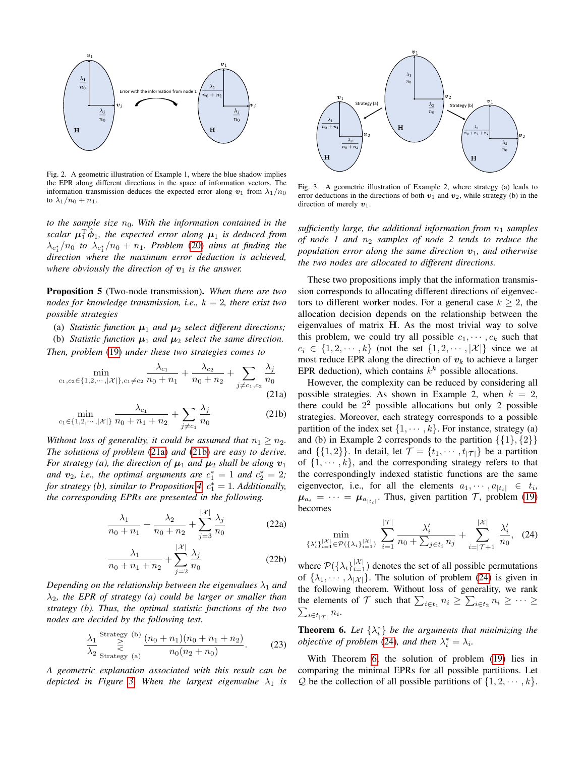Fig. 2. A geometric illustration of Example 1, where the blue shadow implies the EPR along different directions in the space of information vectors. The information transmission deduces the expected error along $\boldsymbol{v}_1$ from $\lambda_1/n_0$ to $\lambda_1/n_0 + n_1$.

*to the sample size $n_0$. With the information contained in the scalar $\boldsymbol{\mu}_1^{\mathrm{T}}\hat{\boldsymbol{\phi}}_1$, the expected error along $\boldsymbol{\mu}_1$ is deduced from $\lambda_{c_1^*}/n_0$ to $\lambda_{c_1^*}/n_0 + n_1$. Problem (20) aims at finding the direction where the maximum error deduction is achieved, where obviously the direction of $\boldsymbol{v}_1$ is the answer.*

**Proposition 5** (Two-node transmission)**.** *When there are two nodes for knowledge transmission, i.e., $k = 2$, there exist two possible strategies*

(a) *Statistic function $\boldsymbol{\mu}_1$ and $\boldsymbol{\mu}_2$ select different directions;*
(b) *Statistic function $\boldsymbol{\mu}_1$ and $\boldsymbol{\mu}_2$ select the same direction.*

*Then, problem (19) under these two strategies comes to*

$$\min_{c_1,c_2\in\{1,2,\cdots,|\mathcal{X}|\},c_1\neq c_2} \frac{\lambda_{c_1}}{n_0+n_1} + \frac{\lambda_{c_2}}{n_0+n_2} + \sum_{j\neq c_1,c_2} \frac{\lambda_j}{n_0} \tag{21a}$$

$$\min_{c_1\in\{1,2,\cdots,|\mathcal{X}|\}} \frac{\lambda_{c_1}}{n_0+n_1+n_2} + \sum_{j\neq c_1} \frac{\lambda_j}{n_0} \tag{21b}$$

*Without loss of generality, it could be assumed that $n_1 \geq n_2$. The solutions of problem (21a) and (21b) are easy to derive. For strategy (a), the direction of $\boldsymbol{\mu}_1$ and $\boldsymbol{\mu}_2$ shall be along $\boldsymbol{v}_1$ and $\boldsymbol{v}_2$, i.e., the optimal arguments are $c_1^* = 1$ and $c_2^* = 2$; for strategy (b), similar to Proposition 4, $c_1^* = 1$. Additionally, the corresponding EPRs are presented in the following.*

$$\frac{\lambda_1}{n_0+n_1} + \frac{\lambda_2}{n_0+n_2} + \sum_{j=3}^{|\mathcal{X}|} \frac{\lambda_j}{n_0} \tag{22a}$$

$$\frac{\lambda_1}{n_0+n_1+n_2} + \sum_{j=2}^{|\mathcal{X}|} \frac{\lambda_j}{n_0} \tag{22b}$$

*Depending on the relationship between the eigenvalues $\lambda_1$ and $\lambda_2$, the EPR of strategy (a) could be larger or smaller than strategy (b). Thus, the optimal statistic functions of the two nodes are decided by the following test.*

$$\frac{\lambda_1}{\lambda_2} \underset{\text{Strategy (a)}}{\overset{\text{Strategy (b)}}{\gtrless}} \frac{(n_0+n_1)(n_0+n_1+n_2)}{n_0(n_2+n_0)}. \tag{23}$$

*A geometric explanation associated with this result can be depicted in Figure 3. When the largest eigenvalue $\lambda_1$ is sufficiently large, the additional information from $n_1$ samples of node 1 and $n_2$ samples of node 2 tends to reduce the population error along the same direction $\boldsymbol{v}_1$, and otherwise the two nodes are allocated to different directions.*

Fig. 3. A geometric illustration of Example 2, where strategy (a) leads to error deductions in the directions of both $\boldsymbol{v}_1$ and $\boldsymbol{v}_2$, while strategy (b) in the direction of merely $\boldsymbol{v}_1$.

These two propositions imply that the information transmission corresponds to allocating different directions of eigenvectors to different worker nodes. For a general case $k \geq 2$, the allocation decision depends on the relationship between the eigenvalues of matrix $\mathbf{H}$. As the most trivial way to solve this problem, we could try all possible $c_1, \cdots, c_k$ such that $c_i \in \{1, 2, \cdots, k\}$ (not the set $\{1, 2, \cdots, |\mathcal{X}|\}$ since we at most reduce EPR along the direction of $\boldsymbol{v}_k$ to achieve a larger EPR deduction), which contains $k^k$ possible allocations.

However, the complexity can be reduced by considering all possible strategies. As shown in Example 2, when $k = 2$, there could be $2^2$ possible allocations but only 2 possible strategies. Moreover, each strategy corresponds to a possible partition of the index set $\{1, \cdots, k\}$. For instance, strategy (a) and (b) in Example 2 corresponds to the partition $\{\{1\}, \{2\}\}$ and $\{\{1, 2\}\}$. In detail, let $\mathcal{T} = \{t_1, \cdots, t_{|\mathcal{T}|}\}$ be a partition of $\{1, \cdots, k\}$, and the corresponding strategy refers to that the correspondingly indexed statistic functions are the same eigenvector, i.e., for all the elements $a_1, \cdots, a_{|t_i|} \in t_i$, $\boldsymbol{\mu}_{a_i} = \cdots = \boldsymbol{\mu}_{a_{|t_i|}}$. Thus, given partition $\mathcal{T}$, problem (19) becomes

$$\min_{\{\lambda_i'\}_{i=1}^{|\mathcal{X}|}\in\mathcal{P}(\{\lambda_i\}_{i=1}^{|\mathcal{X}|})} \sum_{i=1}^{|\mathcal{T}|} \frac{\lambda_i'}{n_0 + \sum_{j\in t_i} n_j} + \sum_{i=|\mathcal{T}+1|}^{|\mathcal{X}|} \frac{\lambda_i'}{n_0}, \tag{24}$$

where $\mathcal{P}(\{\lambda_i\}_{i=1}^{|\mathcal{X}|})$ denotes the set of all possible permutations of $\{\lambda_1, \cdots, \lambda_{|\mathcal{X}|}\}$. The solution of problem (24) is given in the following theorem. Without loss of generality, we rank the elements of $\mathcal{T}$ such that $\sum_{i\in t_1} n_i \geq \sum_{i\in t_2} n_i \geq \cdots \geq \sum_{i\in t_{|\mathcal{T}|}} n_i$.

**Theorem 6.** *Let $\{\lambda_i^*\}$ be the arguments that minimizing the objective of problem (24), and then $\lambda_i^* = \lambda_i$.*

With Theorem 6, the solution of problem (19) lies in comparing the minimal EPRs for all possible partitions. Let $\mathcal{Q}$ be the collection of all possible partitions of $\{1, 2, \cdots, k\}$.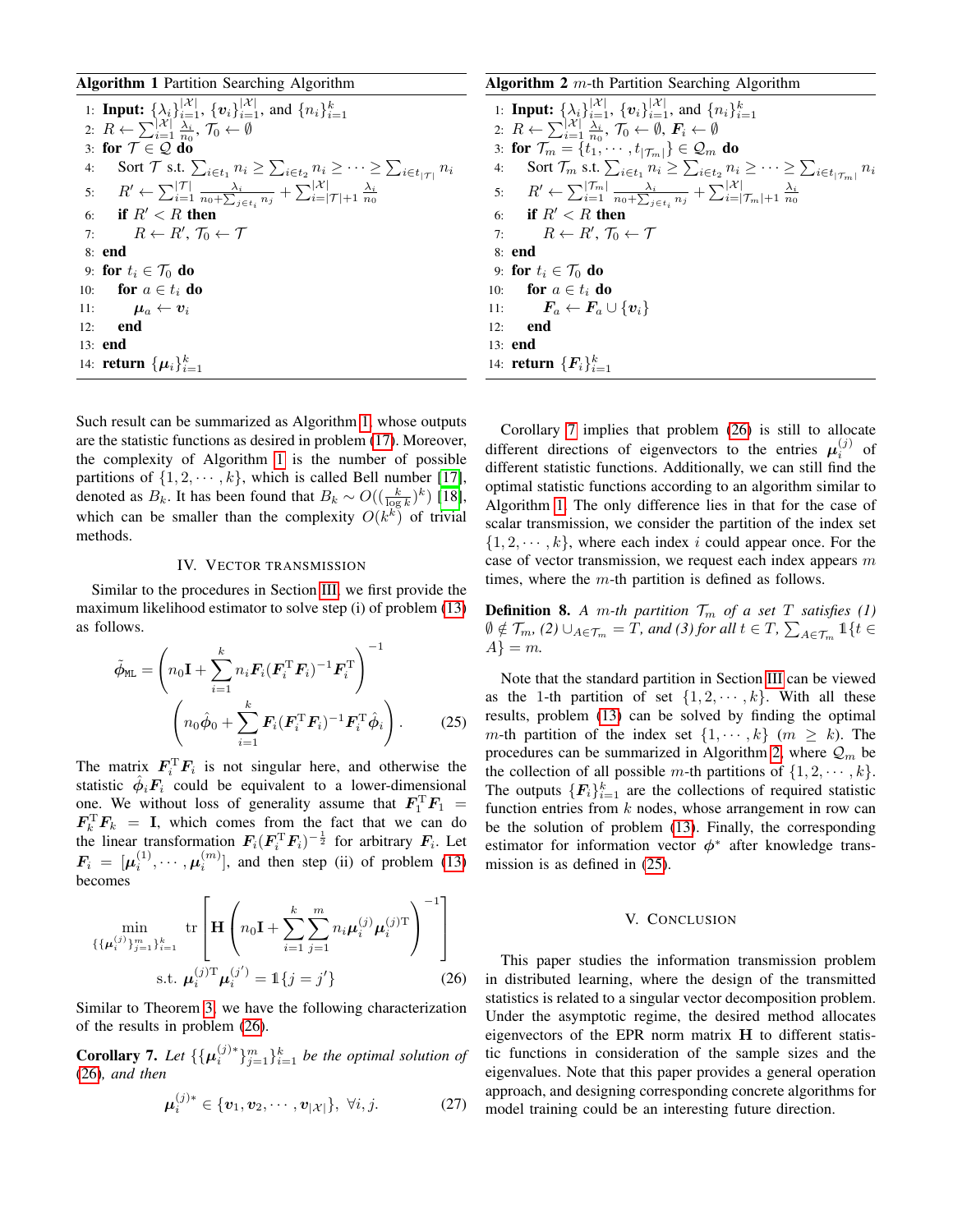**Algorithm 1** Partition Searching Algorithm

```
1: Input: {λ_i}_{i=1}^{|X|}, {v_i}_{i=1}^{|X|}, and {n_i}_{i=1}^k
2: R ← Σ_{i=1}^{|X|} λ_i/n_0, T_0 ← ∅
3: for T ∈ Q do
4:     Sort T s.t. Σ_{i∈t_1} n_i ≥ Σ_{i∈t_2} n_i ≥ ··· ≥ Σ_{i∈t_{|T|}} n_i
5:     R' ← Σ_{i=1}^{|T|} λ_i/(n_0 + Σ_{j∈t_i} n_j) + Σ_{i=|T|+1}^{|X|} λ_i/n_0
6:     if R' < R then
7:         R ← R', T_0 ← T
8: end
9: for t_i ∈ T_0 do
10:    for a ∈ t_i do
11:        μ_a ← v_i
12:    end
13: end
14: return {μ_i}_{i=1}^k
```

**Algorithm 2** $m$-th Partition Searching Algorithm

```
1: Input: {λ_i}_{i=1}^{|X|}, {v_i}_{i=1}^{|X|}, and {n_i}_{i=1}^k
2: R ← Σ_{i=1}^{|X|} λ_i/n_0, T_0 ← ∅, F_i ← ∅
3: for T_m = {t_1, ··· , t_{|T_m|}} ∈ Q_m do
4:     Sort T_m s.t. Σ_{i∈t_1} n_i ≥ Σ_{i∈t_2} n_i ≥ ··· ≥ Σ_{i∈t_{|T_m|}} n_i
5:     R' ← Σ_{i=1}^{|T_m|} λ_i/(n_0 + Σ_{j∈t_i} n_j) + Σ_{i=|T_m|+1}^{|X|} λ_i/n_0
6:     if R' < R then
7:         R ← R', T_0 ← T
8: end
9: for t_i ∈ T_0 do
10:    for a ∈ t_i do
11:        F_a ← F_a ∪ {v_i}
12:    end
13: end
14: return {F_i}_{i=1}^k
```

Such result can be summarized as Algorithm 1, whose outputs are the statistic functions as desired in problem (17). Moreover, the complexity of Algorithm 1 is the number of possible partitions of $\{1, 2, \cdots, k\}$, which is called Bell number [17], denoted as $B_k$. It has been found that $B_k \sim O((\frac{k}{\log k})^k)$ [18], which can be smaller than the complexity $O(k^k)$ of trivial methods.

## IV. Vector Transmission

Similar to the procedures in Section III, we first provide the maximum likelihood estimator to solve step (i) of problem (13) as follows.

$$\tilde{\phi}_{\mathrm{ML}} = \left( n_0 \mathbf{I} + \sum_{i=1}^{k} n_i \boldsymbol{F}_i (\boldsymbol{F}_i^{\mathrm{T}} \boldsymbol{F}_i)^{-1} \boldsymbol{F}_i^{\mathrm{T}} \right)^{-1} \left( n_0 \hat{\phi}_0 + \sum_{i=1}^{k} \boldsymbol{F}_i (\boldsymbol{F}_i^{\mathrm{T}} \boldsymbol{F}_i)^{-1} \boldsymbol{F}_i^{\mathrm{T}} \hat{\phi}_i \right). \tag{25}$$

The matrix $\boldsymbol{F}_i^{\mathrm{T}} \boldsymbol{F}_i$ is not singular here, and otherwise the statistic $\hat{\phi}_i \boldsymbol{F}_i$ could be equivalent to a lower-dimensional one. We without loss of generality assume that $\boldsymbol{F}_1^{\mathrm{T}} \boldsymbol{F}_1 = \boldsymbol{F}_k^{\mathrm{T}} \boldsymbol{F}_k = \mathbf{I}$, which comes from the fact that we can do the linear transformation $\boldsymbol{F}_i (\boldsymbol{F}_i^{\mathrm{T}} \boldsymbol{F}_i)^{-\frac{1}{2}}$ for arbitrary $\boldsymbol{F}_i$. Let $\boldsymbol{F}_i = [\boldsymbol{\mu}_i^{(1)}, \cdots, \boldsymbol{\mu}_i^{(m)}]$, and then step (ii) of problem (13) becomes

$$\min_{\{\{\boldsymbol{\mu}_i^{(j)}\}_{j=1}^m\}_{i=1}^k} \operatorname{tr}\left[ \mathbf{H} \left( n_0 \mathbf{I} + \sum_{i=1}^{k} \sum_{j=1}^{m} n_i \boldsymbol{\mu}_i^{(j)} \boldsymbol{\mu}_i^{(j)\mathrm{T}} \right)^{-1} \right]$$
$$\text{s.t. } \boldsymbol{\mu}_i^{(j)\mathrm{T}} \boldsymbol{\mu}_i^{(j')} = \mathbb{1}\{j = j'\} \tag{26}$$

Similar to Theorem 3, we have the following characterization of the results in problem (26).

**Corollary 7.** *Let $\{\{\boldsymbol{\mu}_i^{(j)*}\}_{j=1}^m\}_{i=1}^k$ be the optimal solution of (26), and then*

$$\boldsymbol{\mu}_i^{(j)*} \in \{\boldsymbol{v}_1, \boldsymbol{v}_2, \cdots, \boldsymbol{v}_{|\mathcal{X}|}\}, \ \forall i, j. \tag{27}$$

Corollary 7 implies that problem (26) is still to allocate different directions of eigenvectors to the entries $\boldsymbol{\mu}_i^{(j)}$ of different statistic functions. Additionally, we can still find the optimal statistic functions according to an algorithm similar to Algorithm 1. The only difference lies in that for the case of scalar transmission, we consider the partition of the index set $\{1, 2, \cdots, k\}$, where each index $i$ could appear once. For the case of vector transmission, we request each index appears $m$ times, where the $m$-th partition is defined as follows.

**Definition 8.** *A $m$-th partition $\mathcal{T}_m$ of a set $T$ satisfies (1) $\emptyset \notin \mathcal{T}_m$, (2) $\cup_{A \in \mathcal{T}_m} = T$, and (3) for all $t \in T$, $\sum_{A \in \mathcal{T}_m} \mathbb{1}\{t \in A\} = m$.*

Note that the standard partition in Section III can be viewed as the 1-th partition of set $\{1, 2, \cdots, k\}$. With all these results, problem (13) can be solved by finding the optimal $m$-th partition of the index set $\{1, \cdots, k\}$ $(m \geq k)$. The procedures can be summarized in Algorithm 2, where $\mathcal{Q}_m$ be the collection of all possible $m$-th partitions of $\{1, 2, \cdots, k\}$. The outputs $\{\boldsymbol{F}_i\}_{i=1}^k$ are the collections of required statistic function entries from $k$ nodes, whose arrangement in row can be the solution of problem (13). Finally, the corresponding estimator for information vector $\phi^*$ after knowledge transmission is as defined in (25).

## V. Conclusion

This paper studies the information transmission problem in distributed learning, where the design of the transmitted statistics is related to a singular vector decomposition problem. Under the asymptotic regime, the desired method allocates eigenvectors of the EPR norm matrix $\mathbf{H}$ to different statistic functions in consideration of the sample sizes and the eigenvalues. Note that this paper provides a general operation approach, and designing corresponding concrete algorithms for model training could be an interesting future direction.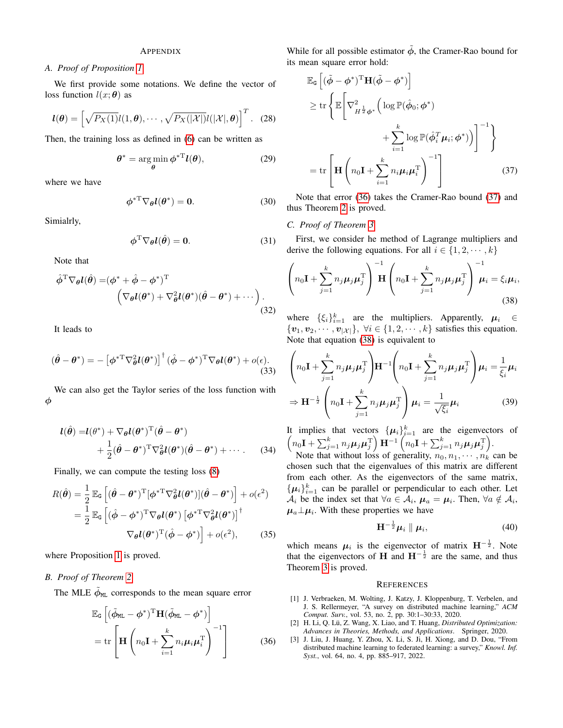# Appendix

## A. Proof of Proposition 1

We first provide some notations. We define the vector of loss function $l(x;\boldsymbol{\theta})$ as

$$\boldsymbol{l}(\boldsymbol{\theta}) = \left[\sqrt{P_X(1)}l(1,\boldsymbol{\theta}),\cdots,\sqrt{P_X(|\mathcal{X}|)}l(|\mathcal{X}|,\boldsymbol{\theta})\right]^T. \quad (28)$$

Then, the training loss as defined in (6) can be written as

$$\boldsymbol{\theta}^* = \arg\min_{\boldsymbol{\theta}} \boldsymbol{\phi}^{*\mathrm{T}}\boldsymbol{l}(\boldsymbol{\theta}), \quad (29)$$

where we have

$$\boldsymbol{\phi}^{*\mathrm{T}}\nabla_{\boldsymbol{\theta}}\boldsymbol{l}(\boldsymbol{\theta}^*) = \mathbf{0}. \quad (30)$$

Simialrly,

$$\boldsymbol{\phi}^{\mathrm{T}}\nabla_{\boldsymbol{\theta}}\boldsymbol{l}(\hat{\boldsymbol{\theta}}) = \mathbf{0}. \quad (31)$$

Note that

$$\hat{\boldsymbol{\phi}}^{\mathrm{T}}\nabla_{\boldsymbol{\theta}}\boldsymbol{l}(\hat{\boldsymbol{\theta}}) = (\boldsymbol{\phi}^* + \hat{\boldsymbol{\phi}} - \boldsymbol{\phi}^*)^{\mathrm{T}} \left(\nabla_{\boldsymbol{\theta}}\boldsymbol{l}(\boldsymbol{\theta}^*) + \nabla^2_{\boldsymbol{\theta}}\boldsymbol{l}(\boldsymbol{\theta}^*)(\hat{\boldsymbol{\theta}} - \boldsymbol{\theta}^*) + \cdots\right). \quad (32)$$

It leads to

$$(\hat{\boldsymbol{\theta}} - \boldsymbol{\theta}^*) = -\left[\boldsymbol{\phi}^{*\mathrm{T}}\nabla^2_{\boldsymbol{\theta}}\boldsymbol{l}(\boldsymbol{\theta}^*)\right]^{\dagger}(\hat{\boldsymbol{\phi}} - \boldsymbol{\phi}^*)^{\mathrm{T}}\nabla_{\boldsymbol{\theta}}\boldsymbol{l}(\boldsymbol{\theta}^*) + o(\epsilon). \quad (33)$$

We can also get the Taylor series of the loss function with $\boldsymbol{\phi}$

$$\boldsymbol{l}(\hat{\boldsymbol{\theta}}) = \boldsymbol{l}(\theta^*) + \nabla_{\boldsymbol{\theta}}\boldsymbol{l}(\boldsymbol{\theta}^*)^{\mathrm{T}}(\hat{\boldsymbol{\theta}} - \boldsymbol{\theta}^*) + \frac{1}{2}(\hat{\boldsymbol{\theta}} - \boldsymbol{\theta}^*)^{\mathrm{T}}\nabla^2_{\boldsymbol{\theta}}\boldsymbol{l}(\boldsymbol{\theta}^*)(\hat{\boldsymbol{\theta}} - \boldsymbol{\theta}^*) + \cdots. \quad (34)$$

Finally, we can compute the testing loss (8)

$$\begin{aligned} R(\hat{\boldsymbol{\theta}}) &= \frac{1}{2}\,\mathbb{E}_{\mathtt{G}}\left[(\hat{\boldsymbol{\theta}} - \boldsymbol{\theta}^*)^{\mathrm{T}}[\boldsymbol{\phi}^{*\mathrm{T}}\nabla^2_{\boldsymbol{\theta}}\boldsymbol{l}(\boldsymbol{\theta}^*)](\hat{\boldsymbol{\theta}} - \boldsymbol{\theta}^*)\right] + o(\epsilon^2) \\ &= \frac{1}{2}\,\mathbb{E}_{\mathtt{G}}\Big[(\hat{\boldsymbol{\phi}} - \boldsymbol{\phi}^*)^{\mathrm{T}}\nabla_{\boldsymbol{\theta}}\boldsymbol{l}(\boldsymbol{\theta}^*)\left[\boldsymbol{\phi}^{*\mathrm{T}}\nabla^2_{\boldsymbol{\theta}}\boldsymbol{l}(\boldsymbol{\theta}^*)\right]^{\dagger} \\ &\qquad \nabla_{\boldsymbol{\theta}}\boldsymbol{l}(\boldsymbol{\theta}^*)^{\mathrm{T}}(\hat{\boldsymbol{\phi}} - \boldsymbol{\phi}^*)\Big] + o(\epsilon^2), \end{aligned} \quad (35)$$

where Proposition 1 is proved.

## B. Proof of Theorem 2

The MLE $\tilde{\boldsymbol{\phi}}_{\mathtt{ML}}$ corresponds to the mean square error

$$\begin{aligned} &\mathbb{E}_{\mathtt{G}}\left[(\tilde{\boldsymbol{\phi}}_{\mathtt{ML}} - \boldsymbol{\phi}^*)^{\mathrm{T}}\mathbf{H}(\tilde{\boldsymbol{\phi}}_{\mathtt{ML}} - \boldsymbol{\phi}^*)\right] \\ &= \mathrm{tr}\left[\mathbf{H}\left(n_0\mathbf{I} + \sum_{i=1}^k n_i\boldsymbol{\mu}_i\boldsymbol{\mu}_i^{\mathrm{T}}\right)^{-1}\right] \end{aligned} \quad (36)$$

While for all possible estimator $\tilde{\phi}$, the Cramer-Rao bound for its mean square error hold:

$$\begin{aligned} &\mathbb{E}_{\mathtt{G}}\left[(\tilde{\boldsymbol{\phi}} - \boldsymbol{\phi}^*)^{\mathrm{T}}\mathbf{H}(\tilde{\boldsymbol{\phi}} - \boldsymbol{\phi}^*)\right] \\ &\geq \mathrm{tr}\left\{\mathbb{E}\left[\nabla^2_{H^{\frac{1}{2}}\boldsymbol{\phi}^*}\left(\log\mathbb{P}(\hat{\boldsymbol{\phi}}_0;\boldsymbol{\phi}^*) + \sum_{i=1}^k \log\mathbb{P}(\hat{\boldsymbol{\phi}}_i^T\boldsymbol{\mu}_i;\boldsymbol{\phi}^*)\right)\right]^{-1}\right\} \\ &= \mathrm{tr}\left[\mathbf{H}\left(n_0\mathbf{I} + \sum_{i=1}^k n_i\boldsymbol{\mu}_i\boldsymbol{\mu}_i^{\mathrm{T}}\right)^{-1}\right] \end{aligned} \quad (37)$$

Note that error (36) takes the Cramer-Rao bound (37) and thus Theorem 2 is proved.

## C. Proof of Theorem 3

First, we consider he method of Lagrange multipliers and derive the following equations. For all $i \in \{1,2,\cdots,k\}$

$$\left(n_0\mathbf{I} + \sum_{j=1}^k n_j\boldsymbol{\mu}_j\boldsymbol{\mu}_j^{\mathrm{T}}\right)^{-1}\mathbf{H}\left(n_0\mathbf{I} + \sum_{j=1}^k n_j\boldsymbol{\mu}_j\boldsymbol{\mu}_j^{\mathrm{T}}\right)^{-1}\boldsymbol{\mu}_i = \xi_i\boldsymbol{\mu}_i, \quad (38)$$

where $\{\xi_i\}_{i=1}^k$ are the multipliers. Apparently, $\boldsymbol{\mu}_i \in \{\boldsymbol{v}_1,\boldsymbol{v}_2,\cdots,\boldsymbol{v}_{|\mathcal{X}|}\}$, $\forall i \in \{1,2,\cdots,k\}$ satisfies this equation. Note that equation (38) is equivalent to

$$\begin{aligned} &\left(n_0\mathbf{I} + \sum_{j=1}^k n_j\boldsymbol{\mu}_j\boldsymbol{\mu}_j^{\mathrm{T}}\right)\mathbf{H}^{-1}\left(n_0\mathbf{I} + \sum_{j=1}^k n_j\boldsymbol{\mu}_j\boldsymbol{\mu}_j^{\mathrm{T}}\right)\boldsymbol{\mu}_i = \frac{1}{\xi_i}\boldsymbol{\mu}_i \\ &\Rightarrow \mathbf{H}^{-\frac{1}{2}}\left(n_0\mathbf{I} + \sum_{j=1}^k n_j\boldsymbol{\mu}_j\boldsymbol{\mu}_j^{\mathrm{T}}\right)\boldsymbol{\mu}_i = \frac{1}{\sqrt{\xi_i}}\boldsymbol{\mu}_i \end{aligned} \quad (39)$$

It implies that vectors $\{\boldsymbol{\mu}_i\}_{i=1}^k$ are the eigenvectors of $\left(n_0\mathbf{I} + \sum_{j=1}^k n_j\boldsymbol{\mu}_j\boldsymbol{\mu}_j^{\mathrm{T}}\right)\mathbf{H}^{-1}\left(n_0\mathbf{I} + \sum_{j=1}^k n_j\boldsymbol{\mu}_j\boldsymbol{\mu}_j^{\mathrm{T}}\right)$.

Note that without loss of generality, $n_0, n_1, \cdots, n_k$ can be chosen such that the eigenvalues of this matrix are different from each other. As the eigenvectors of the same matrix, $\{\boldsymbol{\mu}_i\}_{i=1}^k$ can be parallel or perpendicular to each other. Let $\mathcal{A}_i$ be the index set that $\forall a \in \mathcal{A}_i$, $\boldsymbol{\mu}_a = \boldsymbol{\mu}_i$. Then, $\forall a \notin \mathcal{A}_i$, $\boldsymbol{\mu}_a \perp \boldsymbol{\mu}_i$. With these properties we have

$$\mathbf{H}^{-\frac{1}{2}}\boldsymbol{\mu}_i \parallel \boldsymbol{\mu}_i, \quad (40)$$

which means $\boldsymbol{\mu}_i$ is the eigenvector of matrix $\mathbf{H}^{-\frac{1}{2}}$. Note that the eigenvectors of $\mathbf{H}$ and $\mathbf{H}^{-\frac{1}{2}}$ are the same, and thus Theorem 3 is proved.

# References

[1] J. Verbraeken, M. Wolting, J. Katzy, J. Kloppenburg, T. Verbelen, and J. S. Rellermeyer, "A survey on distributed machine learning," *ACM Comput. Surv.*, vol. 53, no. 2, pp. 30:1–30:33, 2020.

[2] H. Li, Q. Lü, Z. Wang, X. Liao, and T. Huang, *Distributed Optimization: Advances in Theories, Methods, and Applications*. Springer, 2020.

[3] J. Liu, J. Huang, Y. Zhou, X. Li, S. Ji, H. Xiong, and D. Dou, "From distributed machine learning to federated learning: a survey," *Knowl. Inf. Syst.*, vol. 64, no. 4, pp. 885–917, 2022.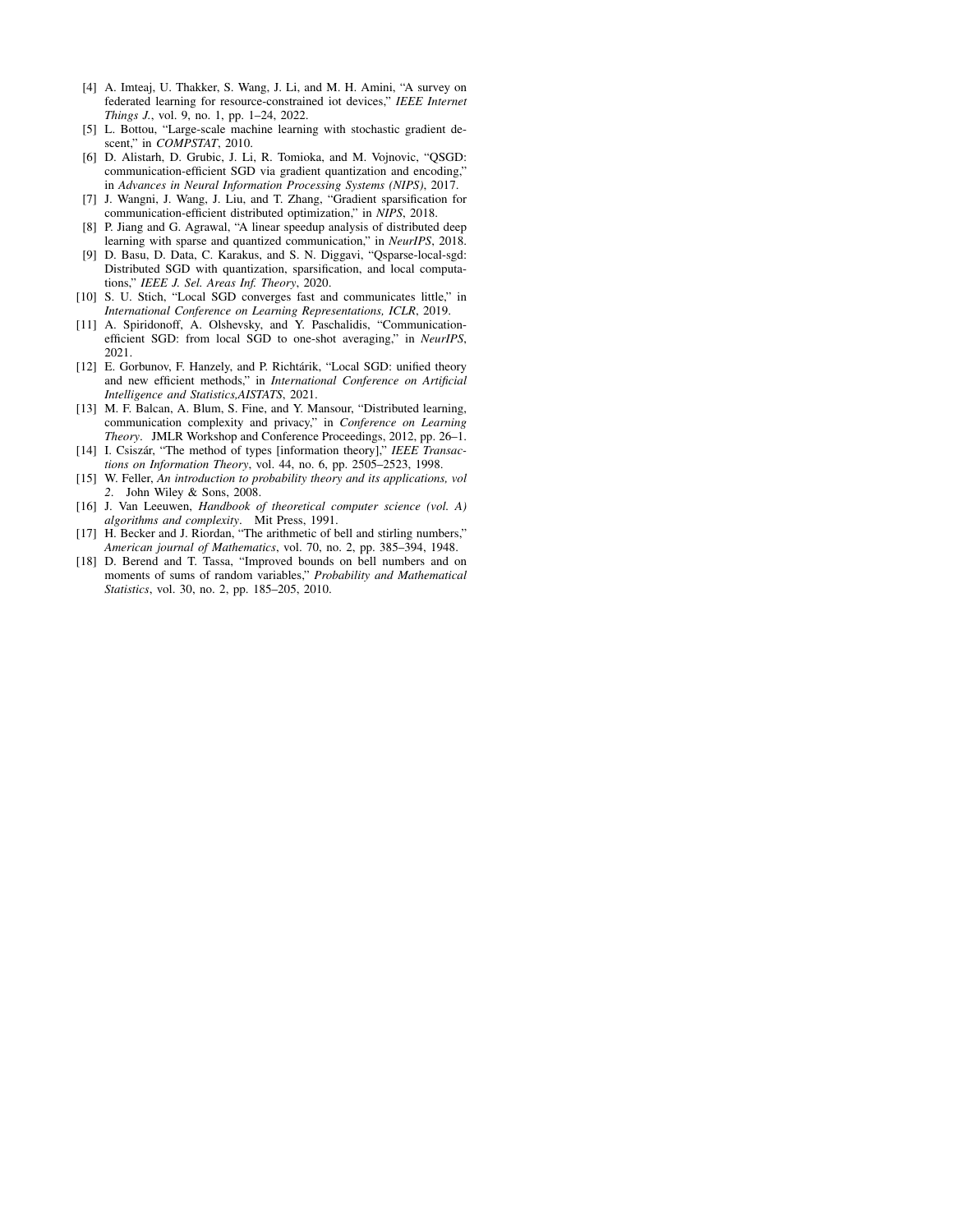[4] A. Imteaj, U. Thakker, S. Wang, J. Li, and M. H. Amini, "A survey on federated learning for resource-constrained iot devices," *IEEE Internet Things J.*, vol. 9, no. 1, pp. 1–24, 2022.

[5] L. Bottou, "Large-scale machine learning with stochastic gradient descent," in *COMPSTAT*, 2010.

[6] D. Alistarh, D. Grubic, J. Li, R. Tomioka, and M. Vojnovic, "QSGD: communication-efficient SGD via gradient quantization and encoding," in *Advances in Neural Information Processing Systems (NIPS)*, 2017.

[7] J. Wangni, J. Wang, J. Liu, and T. Zhang, "Gradient sparsification for communication-efficient distributed optimization," in *NIPS*, 2018.

[8] P. Jiang and G. Agrawal, "A linear speedup analysis of distributed deep learning with sparse and quantized communication," in *NeurIPS*, 2018.

[9] D. Basu, D. Data, C. Karakus, and S. N. Diggavi, "Qsparse-local-sgd: Distributed SGD with quantization, sparsification, and local computations," *IEEE J. Sel. Areas Inf. Theory*, 2020.

[10] S. U. Stich, "Local SGD converges fast and communicates little," in *International Conference on Learning Representations, ICLR*, 2019.

[11] A. Spiridonoff, A. Olshevsky, and Y. Paschalidis, "Communication-efficient SGD: from local SGD to one-shot averaging," in *NeurIPS*, 2021.

[12] E. Gorbunov, F. Hanzely, and P. Richtárik, "Local SGD: unified theory and new efficient methods," in *International Conference on Artificial Intelligence and Statistics,AISTATS*, 2021.

[13] M. F. Balcan, A. Blum, S. Fine, and Y. Mansour, "Distributed learning, communication complexity and privacy," in *Conference on Learning Theory*. JMLR Workshop and Conference Proceedings, 2012, pp. 26–1.

[14] I. Csiszár, "The method of types [information theory]," *IEEE Transactions on Information Theory*, vol. 44, no. 6, pp. 2505–2523, 1998.

[15] W. Feller, *An introduction to probability theory and its applications, vol 2*. John Wiley & Sons, 2008.

[16] J. Van Leeuwen, *Handbook of theoretical computer science (vol. A) algorithms and complexity*. Mit Press, 1991.

[17] H. Becker and J. Riordan, "The arithmetic of bell and stirling numbers," *American journal of Mathematics*, vol. 70, no. 2, pp. 385–394, 1948.

[18] D. Berend and T. Tassa, "Improved bounds on bell numbers and on moments of sums of random variables," *Probability and Mathematical Statistics*, vol. 30, no. 2, pp. 185–205, 2010.